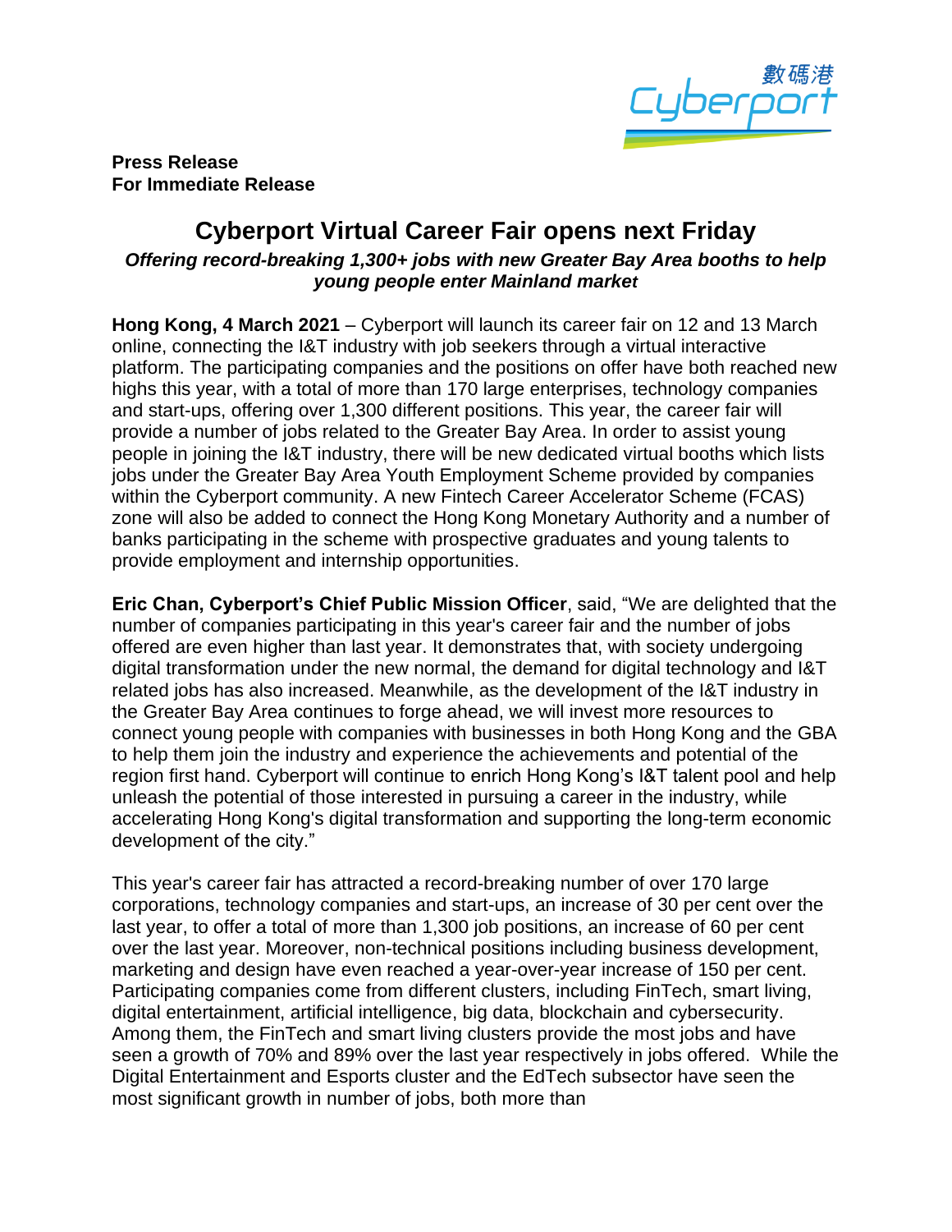**Press Release**
**For Immediate Release**

# Cyberport Virtual Career Fair opens next Friday

***Offering record-breaking 1,300+ jobs with new Greater Bay Area booths to help young people enter Mainland market***

**Hong Kong, 4 March 2021** – Cyberport will launch its career fair on 12 and 13 March online, connecting the I&T industry with job seekers through a virtual interactive platform. The participating companies and the positions on offer have both reached new highs this year, with a total of more than 170 large enterprises, technology companies and start-ups, offering over 1,300 different positions. This year, the career fair will provide a number of jobs related to the Greater Bay Area. In order to assist young people in joining the I&T industry, there will be new dedicated virtual booths which lists jobs under the Greater Bay Area Youth Employment Scheme provided by companies within the Cyberport community. A new Fintech Career Accelerator Scheme (FCAS) zone will also be added to connect the Hong Kong Monetary Authority and a number of banks participating in the scheme with prospective graduates and young talents to provide employment and internship opportunities.

**Eric Chan, Cyberport's Chief Public Mission Officer**, said, "We are delighted that the number of companies participating in this year's career fair and the number of jobs offered are even higher than last year. It demonstrates that, with society undergoing digital transformation under the new normal, the demand for digital technology and I&T related jobs has also increased. Meanwhile, as the development of the I&T industry in the Greater Bay Area continues to forge ahead, we will invest more resources to connect young people with companies with businesses in both Hong Kong and the GBA to help them join the industry and experience the achievements and potential of the region first hand. Cyberport will continue to enrich Hong Kong's I&T talent pool and help unleash the potential of those interested in pursuing a career in the industry, while accelerating Hong Kong's digital transformation and supporting the long-term economic development of the city."

This year's career fair has attracted a record-breaking number of over 170 large corporations, technology companies and start-ups, an increase of 30 per cent over the last year, to offer a total of more than 1,300 job positions, an increase of 60 per cent over the last year. Moreover, non-technical positions including business development, marketing and design have even reached a year-over-year increase of 150 per cent. Participating companies come from different clusters, including FinTech, smart living, digital entertainment, artificial intelligence, big data, blockchain and cybersecurity. Among them, the FinTech and smart living clusters provide the most jobs and have seen a growth of 70% and 89% over the last year respectively in jobs offered. While the Digital Entertainment and Esports cluster and the EdTech subsector have seen the most significant growth in number of jobs, both more than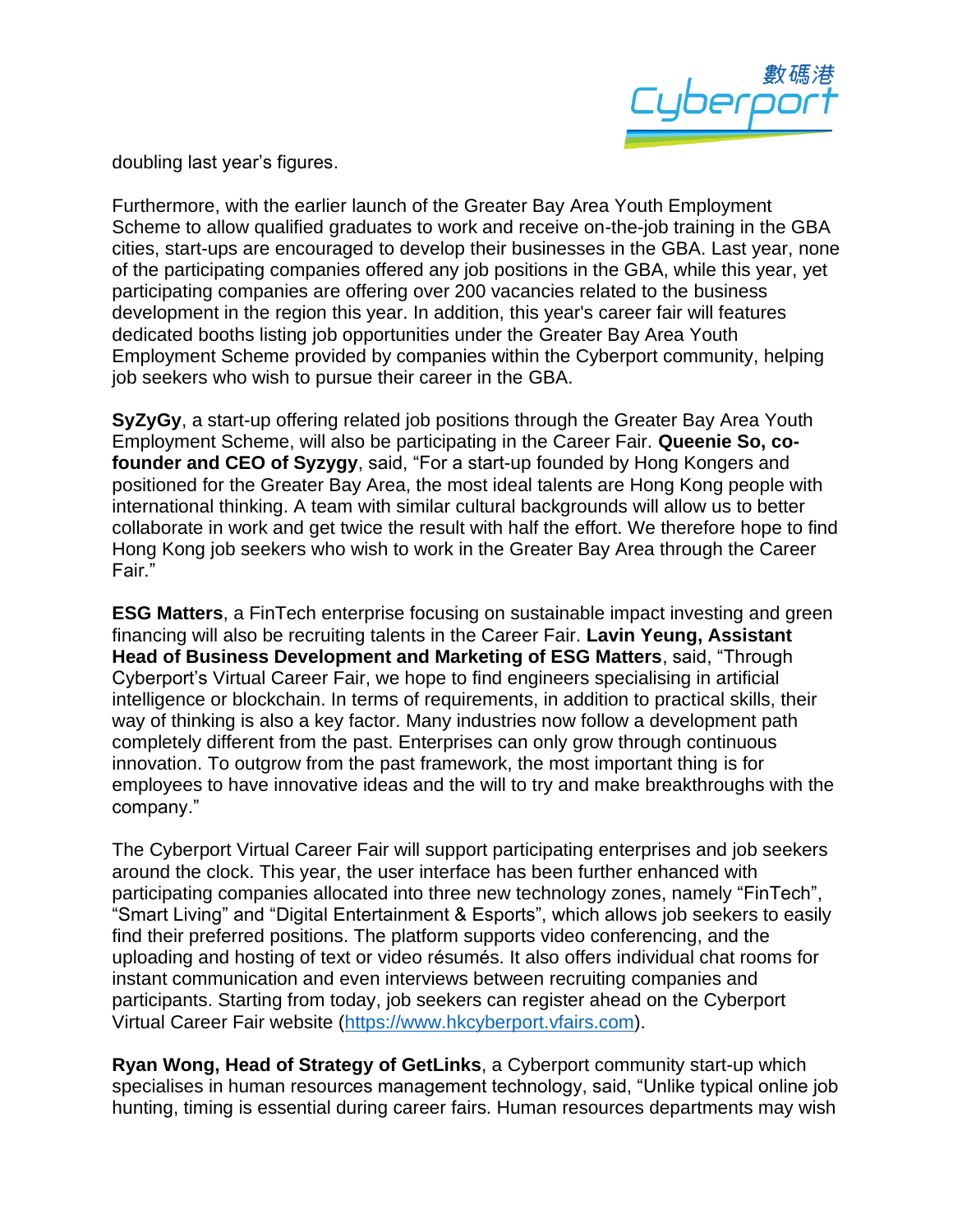doubling last year's figures.

Furthermore, with the earlier launch of the Greater Bay Area Youth Employment Scheme to allow qualified graduates to work and receive on-the-job training in the GBA cities, start-ups are encouraged to develop their businesses in the GBA. Last year, none of the participating companies offered any job positions in the GBA, while this year, yet participating companies are offering over 200 vacancies related to the business development in the region this year. In addition, this year's career fair will features dedicated booths listing job opportunities under the Greater Bay Area Youth Employment Scheme provided by companies within the Cyberport community, helping job seekers who wish to pursue their career in the GBA.

**SyZyGy**, a start-up offering related job positions through the Greater Bay Area Youth Employment Scheme, will also be participating in the Career Fair. **Queenie So, co-founder and CEO of Syzygy**, said, "For a start-up founded by Hong Kongers and positioned for the Greater Bay Area, the most ideal talents are Hong Kong people with international thinking. A team with similar cultural backgrounds will allow us to better collaborate in work and get twice the result with half the effort. We therefore hope to find Hong Kong job seekers who wish to work in the Greater Bay Area through the Career Fair."

**ESG Matters**, a FinTech enterprise focusing on sustainable impact investing and green financing will also be recruiting talents in the Career Fair. **Lavin Yeung, Assistant Head of Business Development and Marketing of ESG Matters**, said, "Through Cyberport's Virtual Career Fair, we hope to find engineers specialising in artificial intelligence or blockchain. In terms of requirements, in addition to practical skills, their way of thinking is also a key factor. Many industries now follow a development path completely different from the past. Enterprises can only grow through continuous innovation. To outgrow from the past framework, the most important thing is for employees to have innovative ideas and the will to try and make breakthroughs with the company."

The Cyberport Virtual Career Fair will support participating enterprises and job seekers around the clock. This year, the user interface has been further enhanced with participating companies allocated into three new technology zones, namely "FinTech", "Smart Living" and "Digital Entertainment & Esports", which allows job seekers to easily find their preferred positions. The platform supports video conferencing, and the uploading and hosting of text or video résumés. It also offers individual chat rooms for instant communication and even interviews between recruiting companies and participants. Starting from today, job seekers can register ahead on the Cyberport Virtual Career Fair website ([https://www.hkcyberport.vfairs.com](https://www.hkcyberport.vfairs.com)).

**Ryan Wong, Head of Strategy of GetLinks**, a Cyberport community start-up which specialises in human resources management technology, said, "Unlike typical online job hunting, timing is essential during career fairs. Human resources departments may wish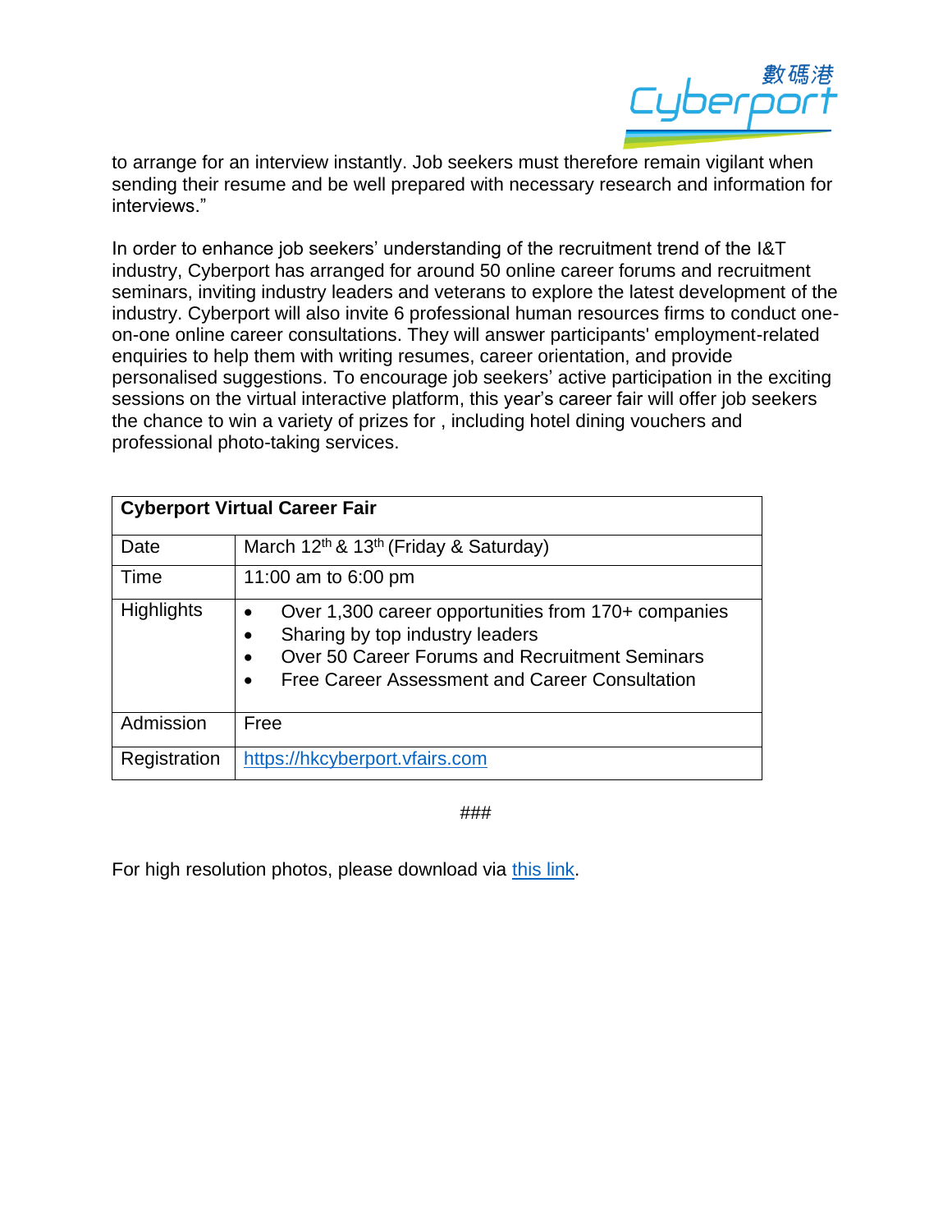to arrange for an interview instantly. Job seekers must therefore remain vigilant when sending their resume and be well prepared with necessary research and information for interviews."

In order to enhance job seekers' understanding of the recruitment trend of the I&T industry, Cyberport has arranged for around 50 online career forums and recruitment seminars, inviting industry leaders and veterans to explore the latest development of the industry. Cyberport will also invite 6 professional human resources firms to conduct one-on-one online career consultations. They will answer participants' employment-related enquiries to help them with writing resumes, career orientation, and provide personalised suggestions. To encourage job seekers' active participation in the exciting sessions on the virtual interactive platform, this year's career fair will offer job seekers the chance to win a variety of prizes for , including hotel dining vouchers and professional photo-taking services.

| **Cyberport Virtual Career Fair** | |
|---|---|
| Date | March 12th & 13th (Friday & Saturday) |
| Time | 11:00 am to 6:00 pm |
| Highlights | • Over 1,300 career opportunities from 170+ companies<br>• Sharing by top industry leaders<br>• Over 50 Career Forums and Recruitment Seminars<br>• Free Career Assessment and Career Consultation |
| Admission | Free |
| Registration | https://hkcyberport.vfairs.com |

###

For high resolution photos, please download via this link.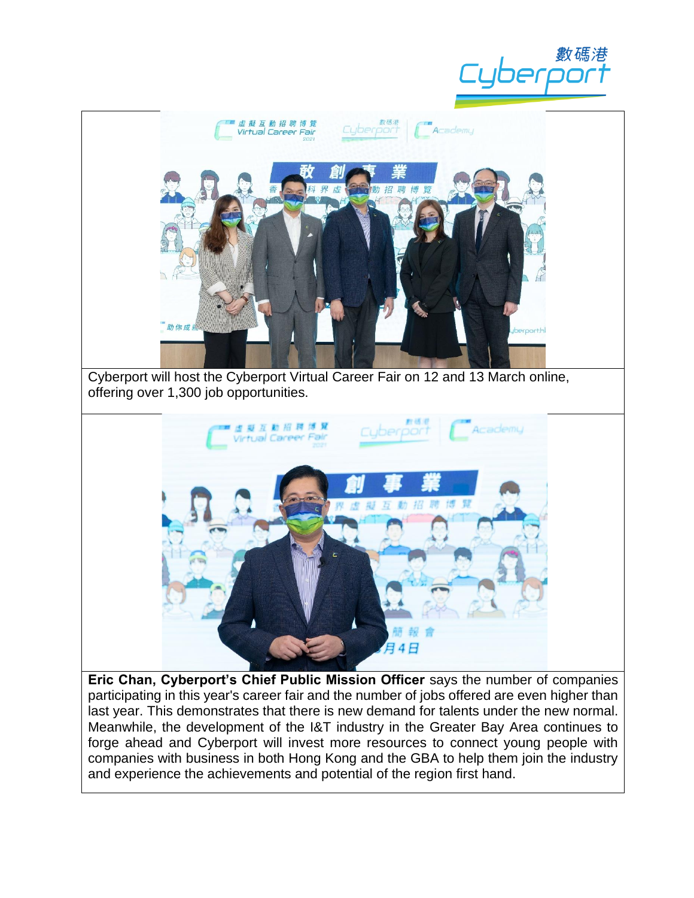Cyberport will host the Cyberport Virtual Career Fair on 12 and 13 March online, offering over 1,300 job opportunities.

**Eric Chan, Cyberport's Chief Public Mission Officer** says the number of companies participating in this year's career fair and the number of jobs offered are even higher than last year. This demonstrates that there is new demand for talents under the new normal. Meanwhile, the development of the I&T industry in the Greater Bay Area continues to forge ahead and Cyberport will invest more resources to connect young people with companies with business in both Hong Kong and the GBA to help them join the industry and experience the achievements and potential of the region first hand.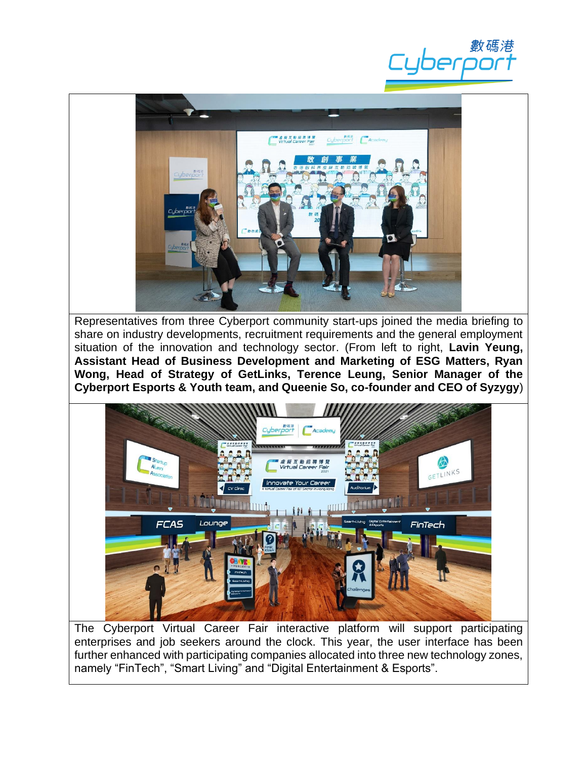Representatives from three Cyberport community start-ups joined the media briefing to share on industry developments, recruitment requirements and the general employment situation of the innovation and technology sector. (From left to right, **Lavin Yeung, Assistant Head of Business Development and Marketing of ESG Matters, Ryan Wong, Head of Strategy of GetLinks, Terence Leung, Senior Manager of the Cyberport Esports & Youth team, and Queenie So, co-founder and CEO of Syzygy**)

The Cyberport Virtual Career Fair interactive platform will support participating enterprises and job seekers around the clock. This year, the user interface has been further enhanced with participating companies allocated into three new technology zones, namely "FinTech", "Smart Living" and "Digital Entertainment & Esports".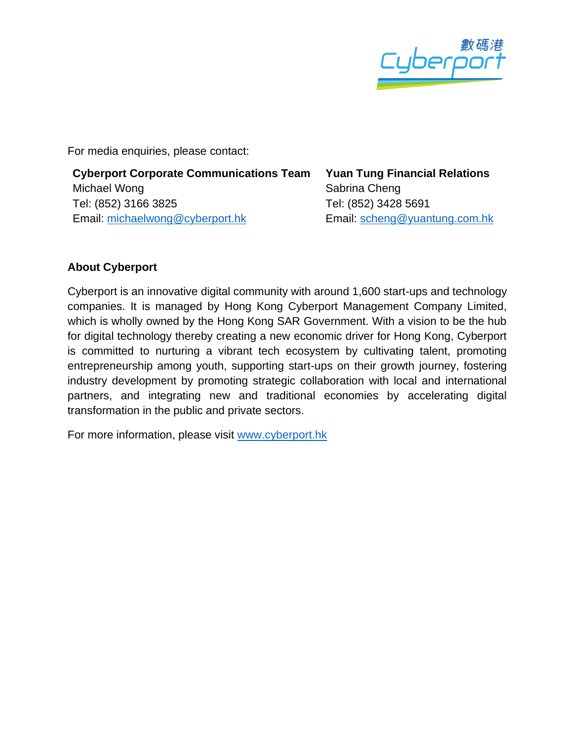For media enquiries, please contact:

**Cyberport Corporate Communications Team**
Michael Wong
Tel: (852) 3166 3825
Email: michaelwong@cyberport.hk

**Yuan Tung Financial Relations**
Sabrina Cheng
Tel: (852) 3428 5691
Email: scheng@yuantung.com.hk

**About Cyberport**

Cyberport is an innovative digital community with around 1,600 start-ups and technology companies. It is managed by Hong Kong Cyberport Management Company Limited, which is wholly owned by the Hong Kong SAR Government. With a vision to be the hub for digital technology thereby creating a new economic driver for Hong Kong, Cyberport is committed to nurturing a vibrant tech ecosystem by cultivating talent, promoting entrepreneurship among youth, supporting start-ups on their growth journey, fostering industry development by promoting strategic collaboration with local and international partners, and integrating new and traditional economies by accelerating digital transformation in the public and private sectors.

For more information, please visit www.cyberport.hk